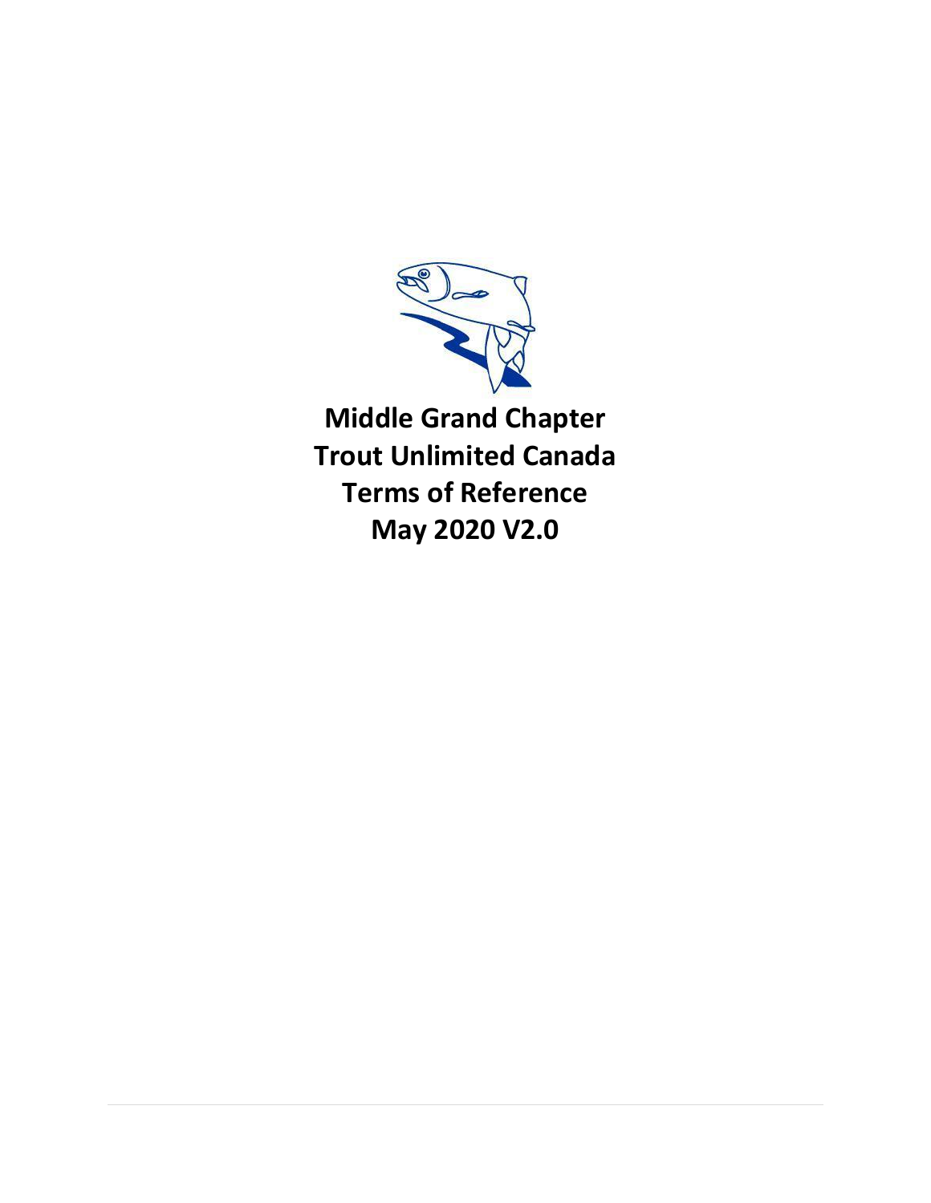# Middle Grand Chapter
# Trout Unlimited Canada
# Terms of Reference
# May 2020 V2.0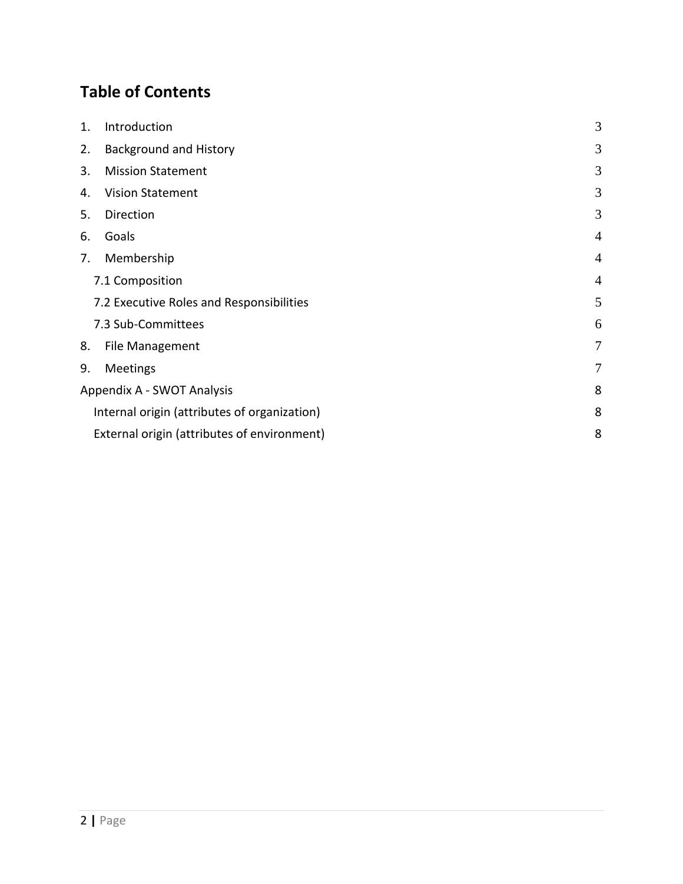# Table of Contents

| | |
|---|---|
| 1. Introduction | 3 |
| 2. Background and History | 3 |
| 3. Mission Statement | 3 |
| 4. Vision Statement | 3 |
| 5. Direction | 3 |
| 6. Goals | 4 |
| 7. Membership | 4 |
| 7.1 Composition | 4 |
| 7.2 Executive Roles and Responsibilities | 5 |
| 7.3 Sub-Committees | 6 |
| 8. File Management | 7 |
| 9. Meetings | 7 |
| Appendix A - SWOT Analysis | 8 |
| Internal origin (attributes of organization) | 8 |
| External origin (attributes of environment) | 8 |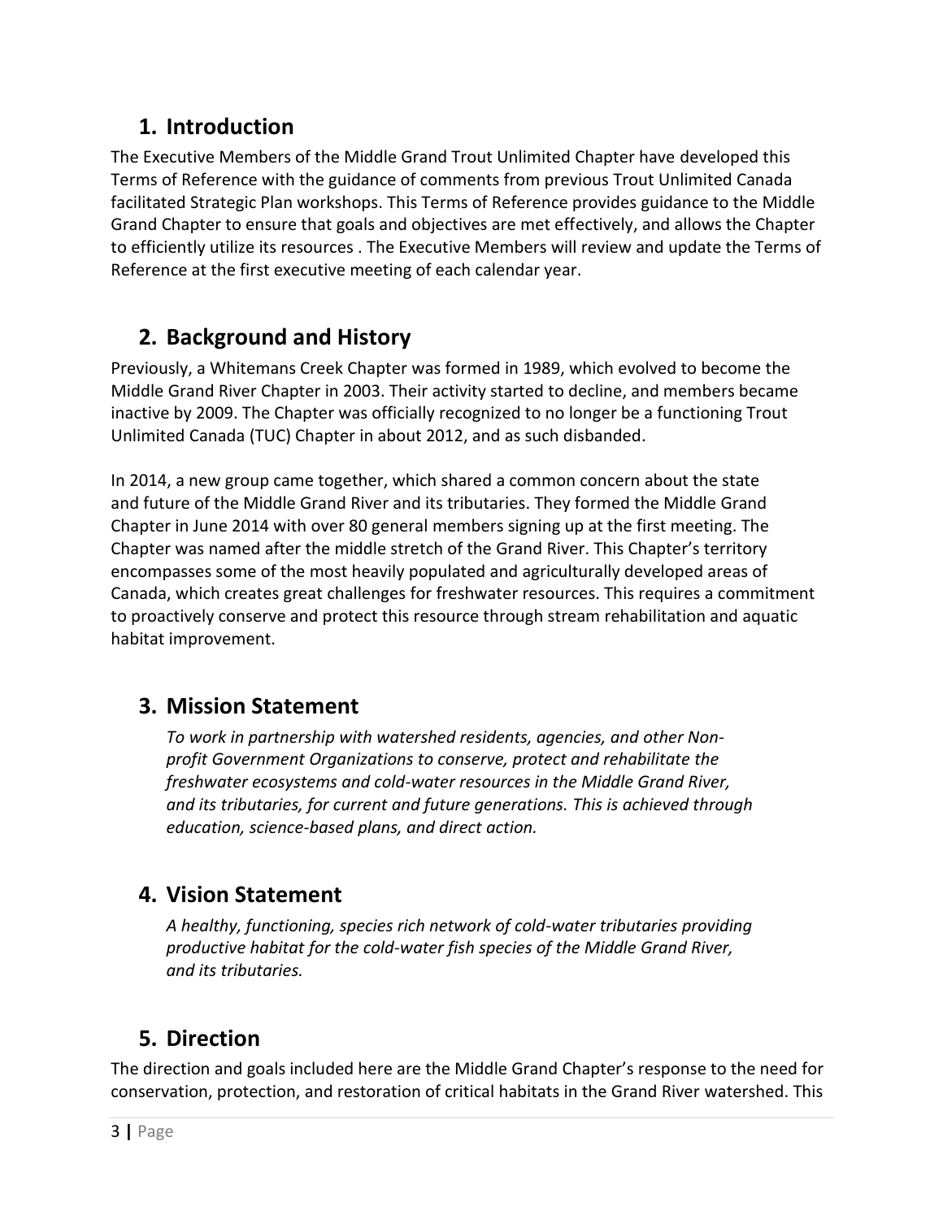## 1. Introduction

The Executive Members of the Middle Grand Trout Unlimited Chapter have developed this Terms of Reference with the guidance of comments from previous Trout Unlimited Canada facilitated Strategic Plan workshops. This Terms of Reference provides guidance to the Middle Grand Chapter to ensure that goals and objectives are met effectively, and allows the Chapter to efficiently utilize its resources . The Executive Members will review and update the Terms of Reference at the first executive meeting of each calendar year.

## 2. Background and History

Previously, a Whitemans Creek Chapter was formed in 1989, which evolved to become the Middle Grand River Chapter in 2003. Their activity started to decline, and members became inactive by 2009. The Chapter was officially recognized to no longer be a functioning Trout Unlimited Canada (TUC) Chapter in about 2012, and as such disbanded.

In 2014, a new group came together, which shared a common concern about the state and future of the Middle Grand River and its tributaries. They formed the Middle Grand Chapter in June 2014 with over 80 general members signing up at the first meeting. The Chapter was named after the middle stretch of the Grand River. This Chapter's territory encompasses some of the most heavily populated and agriculturally developed areas of Canada, which creates great challenges for freshwater resources. This requires a commitment to proactively conserve and protect this resource through stream rehabilitation and aquatic habitat improvement.

## 3. Mission Statement

*To work in partnership with watershed residents, agencies, and other Non-profit Government Organizations to conserve, protect and rehabilitate the freshwater ecosystems and cold-water resources in the Middle Grand River, and its tributaries, for current and future generations. This is achieved through education, science-based plans, and direct action.*

## 4. Vision Statement

*A healthy, functioning, species rich network of cold-water tributaries providing productive habitat for the cold-water fish species of the Middle Grand River, and its tributaries.*

## 5. Direction

The direction and goals included here are the Middle Grand Chapter's response to the need for conservation, protection, and restoration of critical habitats in the Grand River watershed. This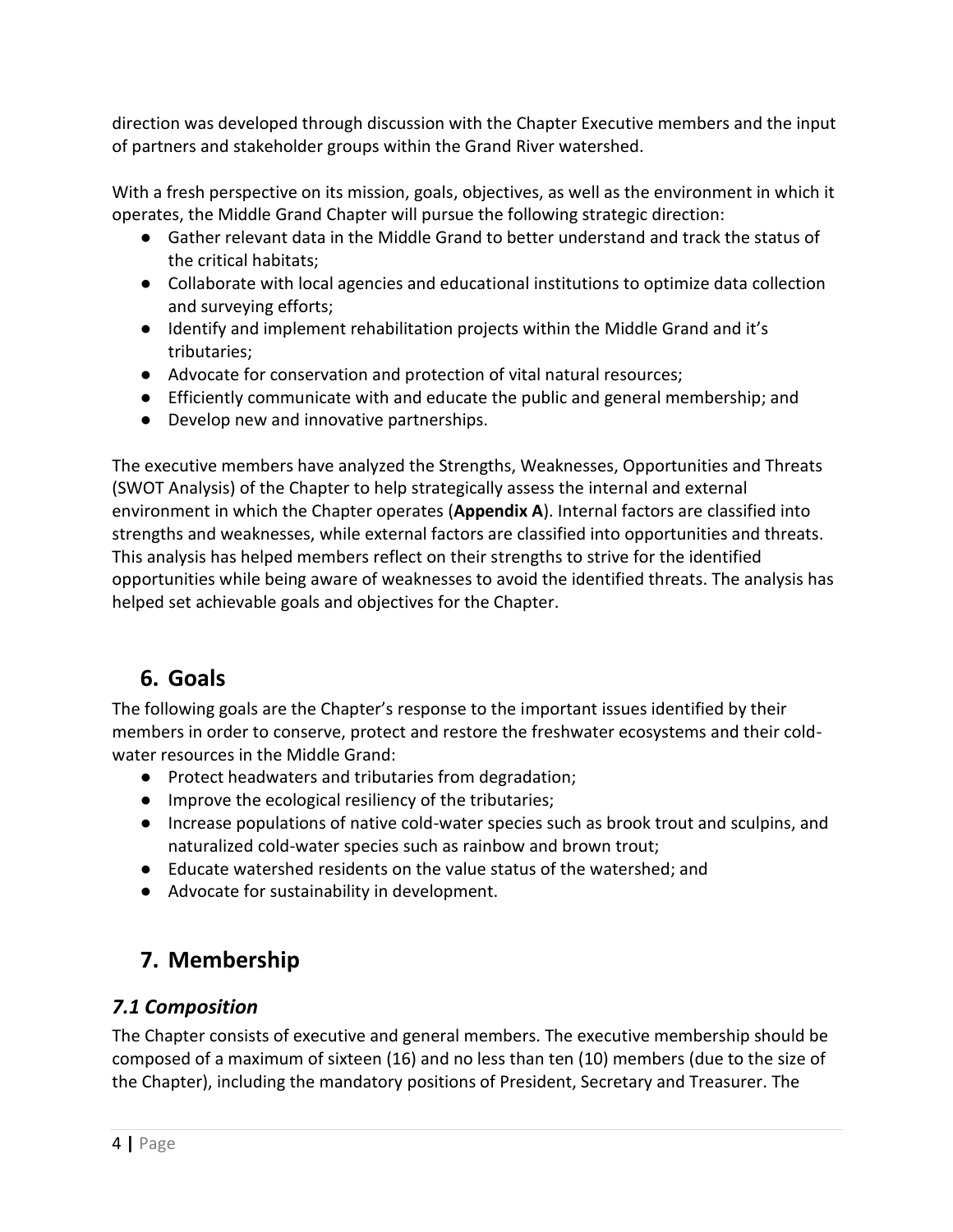direction was developed through discussion with the Chapter Executive members and the input of partners and stakeholder groups within the Grand River watershed.

With a fresh perspective on its mission, goals, objectives, as well as the environment in which it operates, the Middle Grand Chapter will pursue the following strategic direction:

- Gather relevant data in the Middle Grand to better understand and track the status of the critical habitats;
- Collaborate with local agencies and educational institutions to optimize data collection and surveying efforts;
- Identify and implement rehabilitation projects within the Middle Grand and it's tributaries;
- Advocate for conservation and protection of vital natural resources;
- Efficiently communicate with and educate the public and general membership; and
- Develop new and innovative partnerships.

The executive members have analyzed the Strengths, Weaknesses, Opportunities and Threats (SWOT Analysis) of the Chapter to help strategically assess the internal and external environment in which the Chapter operates (**Appendix A**). Internal factors are classified into strengths and weaknesses, while external factors are classified into opportunities and threats. This analysis has helped members reflect on their strengths to strive for the identified opportunities while being aware of weaknesses to avoid the identified threats. The analysis has helped set achievable goals and objectives for the Chapter.

## 6. Goals

The following goals are the Chapter's response to the important issues identified by their members in order to conserve, protect and restore the freshwater ecosystems and their cold-water resources in the Middle Grand:

- Protect headwaters and tributaries from degradation;
- Improve the ecological resiliency of the tributaries;
- Increase populations of native cold-water species such as brook trout and sculpins, and naturalized cold-water species such as rainbow and brown trout;
- Educate watershed residents on the value status of the watershed; and
- Advocate for sustainability in development.

## 7. Membership

### *7.1 Composition*

The Chapter consists of executive and general members. The executive membership should be composed of a maximum of sixteen (16) and no less than ten (10) members (due to the size of the Chapter), including the mandatory positions of President, Secretary and Treasurer. The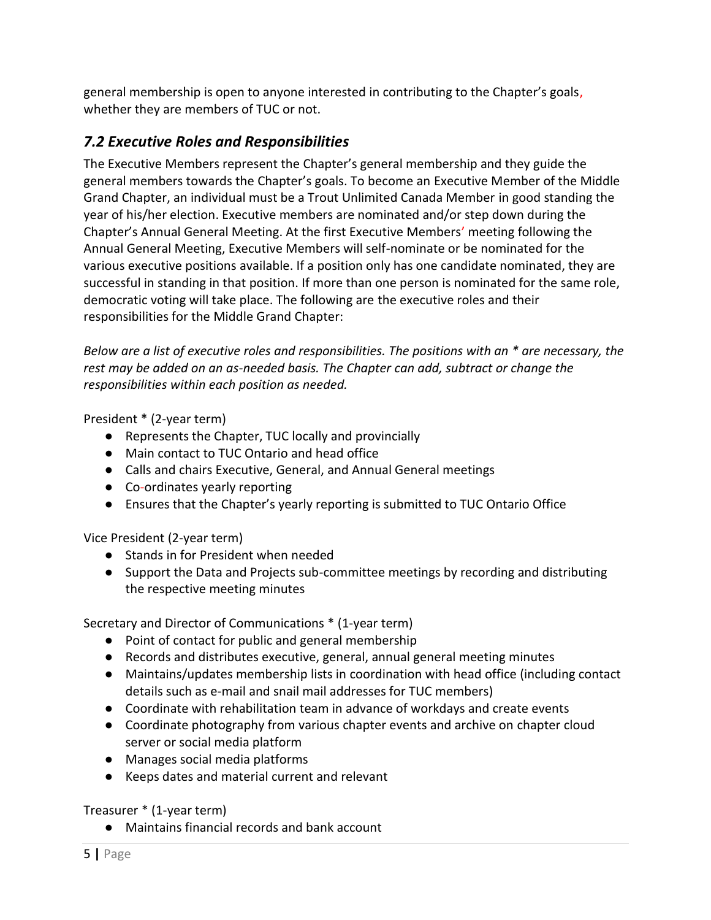general membership is open to anyone interested in contributing to the Chapter's goals, whether they are members of TUC or not.

## *7.2 Executive Roles and Responsibilities*

The Executive Members represent the Chapter's general membership and they guide the general members towards the Chapter's goals. To become an Executive Member of the Middle Grand Chapter, an individual must be a Trout Unlimited Canada Member in good standing the year of his/her election. Executive members are nominated and/or step down during the Chapter's Annual General Meeting. At the first Executive Members' meeting following the Annual General Meeting, Executive Members will self-nominate or be nominated for the various executive positions available. If a position only has one candidate nominated, they are successful in standing in that position. If more than one person is nominated for the same role, democratic voting will take place. The following are the executive roles and their responsibilities for the Middle Grand Chapter:

*Below are a list of executive roles and responsibilities. The positions with an * are necessary, the rest may be added on an as-needed basis. The Chapter can add, subtract or change the responsibilities within each position as needed.*

President * (2-year term)

- Represents the Chapter, TUC locally and provincially
- Main contact to TUC Ontario and head office
- Calls and chairs Executive, General, and Annual General meetings
- Co-ordinates yearly reporting
- Ensures that the Chapter's yearly reporting is submitted to TUC Ontario Office

Vice President (2-year term)

- Stands in for President when needed
- Support the Data and Projects sub-committee meetings by recording and distributing the respective meeting minutes

Secretary and Director of Communications * (1-year term)

- Point of contact for public and general membership
- Records and distributes executive, general, annual general meeting minutes
- Maintains/updates membership lists in coordination with head office (including contact details such as e-mail and snail mail addresses for TUC members)
- Coordinate with rehabilitation team in advance of workdays and create events
- Coordinate photography from various chapter events and archive on chapter cloud server or social media platform
- Manages social media platforms
- Keeps dates and material current and relevant

Treasurer * (1-year term)

- Maintains financial records and bank account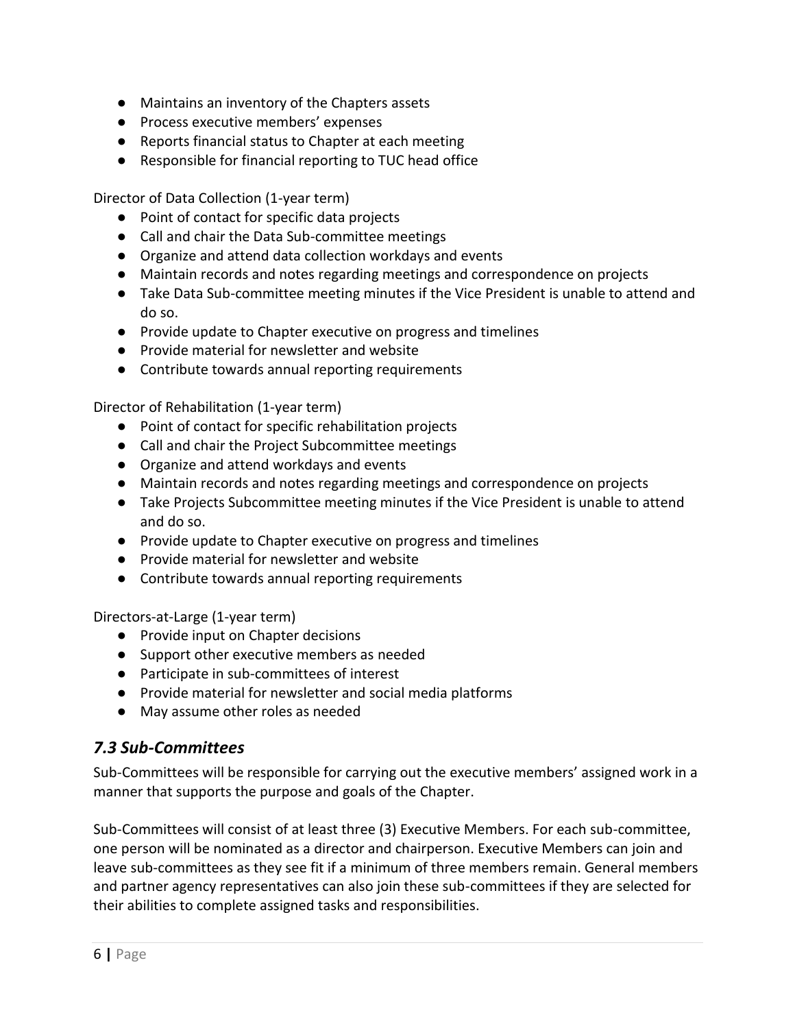- Maintains an inventory of the Chapters assets
- Process executive members' expenses
- Reports financial status to Chapter at each meeting
- Responsible for financial reporting to TUC head office

Director of Data Collection (1-year term)

- Point of contact for specific data projects
- Call and chair the Data Sub-committee meetings
- Organize and attend data collection workdays and events
- Maintain records and notes regarding meetings and correspondence on projects
- Take Data Sub-committee meeting minutes if the Vice President is unable to attend and do so.
- Provide update to Chapter executive on progress and timelines
- Provide material for newsletter and website
- Contribute towards annual reporting requirements

Director of Rehabilitation (1-year term)

- Point of contact for specific rehabilitation projects
- Call and chair the Project Subcommittee meetings
- Organize and attend workdays and events
- Maintain records and notes regarding meetings and correspondence on projects
- Take Projects Subcommittee meeting minutes if the Vice President is unable to attend and do so.
- Provide update to Chapter executive on progress and timelines
- Provide material for newsletter and website
- Contribute towards annual reporting requirements

Directors-at-Large (1-year term)

- Provide input on Chapter decisions
- Support other executive members as needed
- Participate in sub-committees of interest
- Provide material for newsletter and social media platforms
- May assume other roles as needed

## *7.3 Sub-Committees*

Sub-Committees will be responsible for carrying out the executive members' assigned work in a manner that supports the purpose and goals of the Chapter.

Sub-Committees will consist of at least three (3) Executive Members. For each sub-committee, one person will be nominated as a director and chairperson. Executive Members can join and leave sub-committees as they see fit if a minimum of three members remain. General members and partner agency representatives can also join these sub-committees if they are selected for their abilities to complete assigned tasks and responsibilities.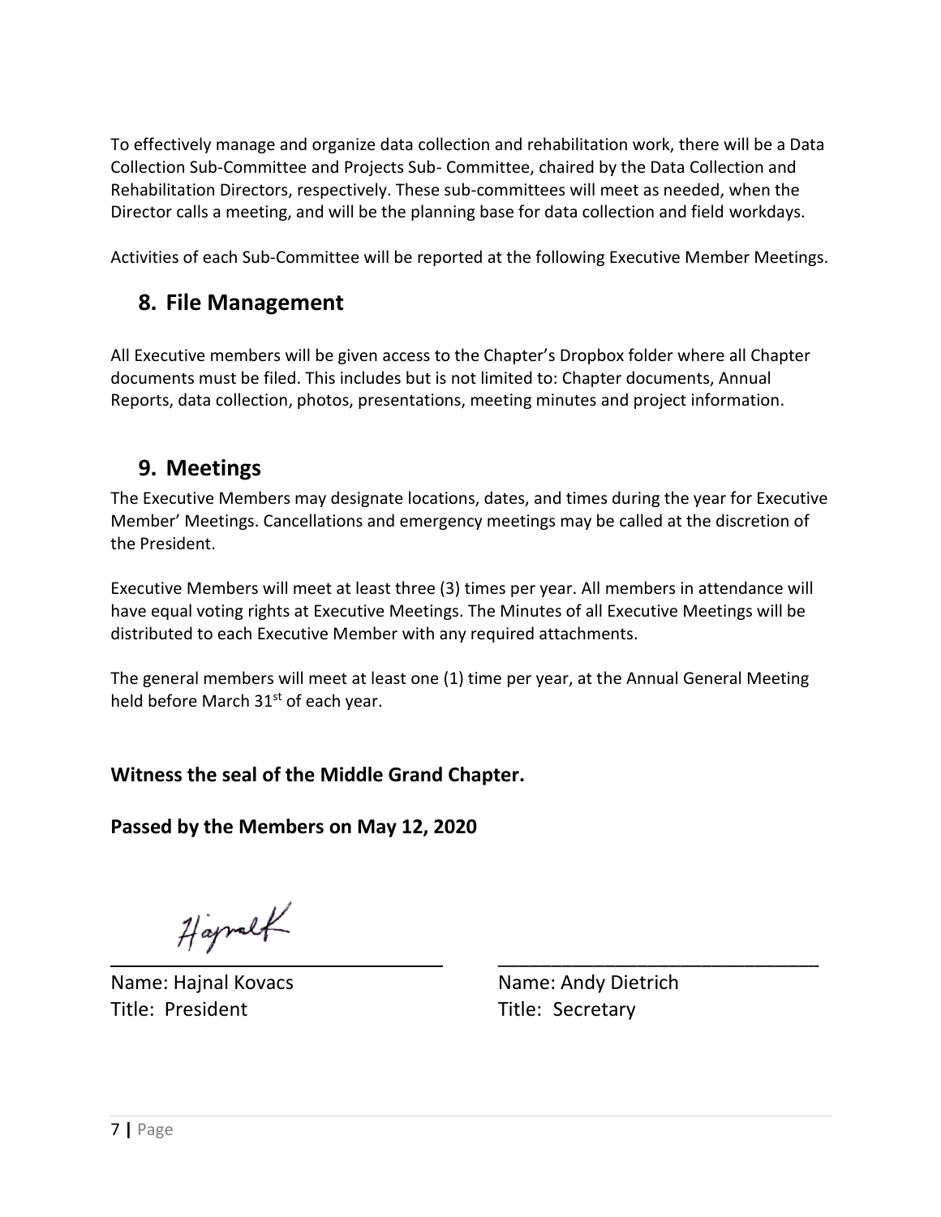To effectively manage and organize data collection and rehabilitation work, there will be a Data Collection Sub-Committee and Projects Sub- Committee, chaired by the Data Collection and Rehabilitation Directors, respectively. These sub-committees will meet as needed, when the Director calls a meeting, and will be the planning base for data collection and field workdays.

Activities of each Sub-Committee will be reported at the following Executive Member Meetings.

## 8. File Management

All Executive members will be given access to the Chapter's Dropbox folder where all Chapter documents must be filed. This includes but is not limited to: Chapter documents, Annual Reports, data collection, photos, presentations, meeting minutes and project information.

## 9. Meetings

The Executive Members may designate locations, dates, and times during the year for Executive Member' Meetings. Cancellations and emergency meetings may be called at the discretion of the President.

Executive Members will meet at least three (3) times per year. All members in attendance will have equal voting rights at Executive Meetings. The Minutes of all Executive Meetings will be distributed to each Executive Member with any required attachments.

The general members will meet at least one (1) time per year, at the Annual General Meeting held before March 31st of each year.

**Witness the seal of the Middle Grand Chapter.**

**Passed by the Members on May 12, 2020**

Hajnal K

Name: Hajnal Kovacs
Title: President

Name: Andy Dietrich
Title: Secretary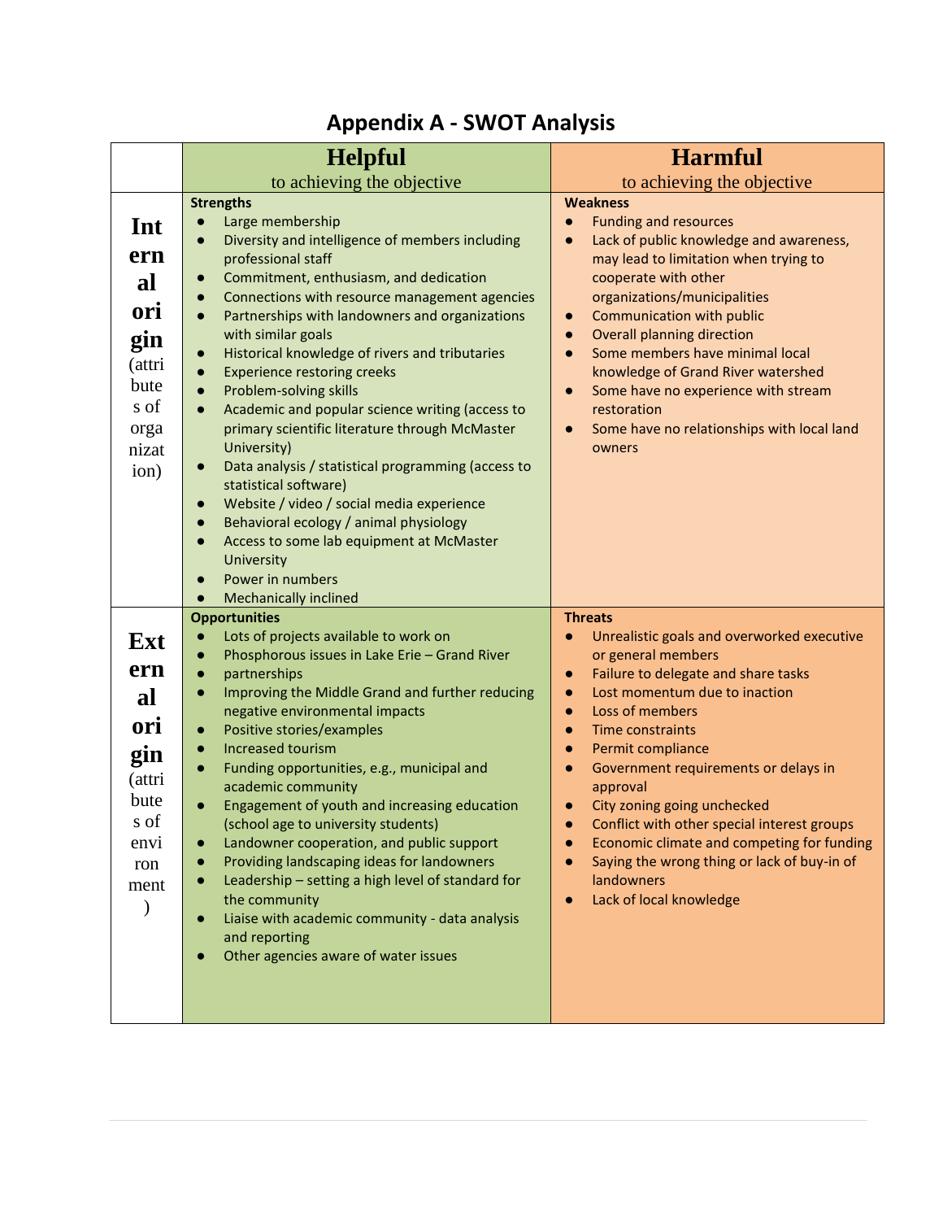# Appendix A - SWOT Analysis

| | **Helpful** to achieving the objective | **Harmful** to achieving the objective |
|---|---|---|
| **Internal origin** (attributes of organization) | **Strengths**<br>● Large membership<br>● Diversity and intelligence of members including professional staff<br>● Commitment, enthusiasm, and dedication<br>● Connections with resource management agencies<br>● Partnerships with landowners and organizations with similar goals<br>● Historical knowledge of rivers and tributaries<br>● Experience restoring creeks<br>● Problem-solving skills<br>● Academic and popular science writing (access to primary scientific literature through McMaster University)<br>● Data analysis / statistical programming (access to statistical software)<br>● Website / video / social media experience<br>● Behavioral ecology / animal physiology<br>● Access to some lab equipment at McMaster University<br>● Power in numbers<br>● Mechanically inclined | **Weakness**<br>● Funding and resources<br>● Lack of public knowledge and awareness, may lead to limitation when trying to cooperate with other organizations/municipalities<br>● Communication with public<br>● Overall planning direction<br>● Some members have minimal local knowledge of Grand River watershed<br>● Some have no experience with stream restoration<br>● Some have no relationships with local land owners |
| **External origin** (attributes of environment) | **Opportunities**<br>● Lots of projects available to work on<br>● Phosphorous issues in Lake Erie – Grand River<br>● partnerships<br>● Improving the Middle Grand and further reducing negative environmental impacts<br>● Positive stories/examples<br>● Increased tourism<br>● Funding opportunities, e.g., municipal and academic community<br>● Engagement of youth and increasing education (school age to university students)<br>● Landowner cooperation, and public support<br>● Providing landscaping ideas for landowners<br>● Leadership – setting a high level of standard for the community<br>● Liaise with academic community - data analysis and reporting<br>● Other agencies aware of water issues | **Threats**<br>● Unrealistic goals and overworked executive or general members<br>● Failure to delegate and share tasks<br>● Lost momentum due to inaction<br>● Loss of members<br>● Time constraints<br>● Permit compliance<br>● Government requirements or delays in approval<br>● City zoning going unchecked<br>● Conflict with other special interest groups<br>● Economic climate and competing for funding<br>● Saying the wrong thing or lack of buy-in of landowners<br>● Lack of local knowledge |